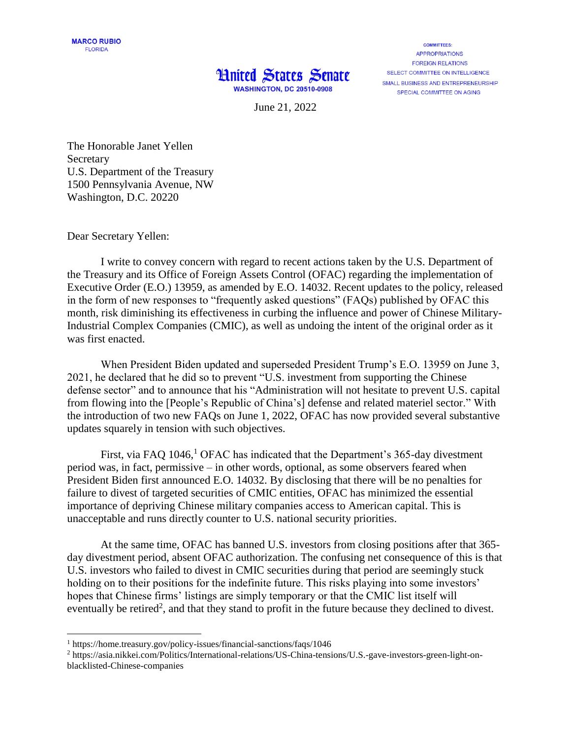MARCO RUBIO
FLORIDA

COMMITTEES:
APPROPRIATIONS
FOREIGN RELATIONS
SELECT COMMITTEE ON INTELLIGENCE
SMALL BUSINESS AND ENTREPRENEURSHIP
SPECIAL COMMITTEE ON AGING

United States Senate
WASHINGTON, DC 20510-0908

June 21, 2022

The Honorable Janet Yellen
Secretary
U.S. Department of the Treasury
1500 Pennsylvania Avenue, NW
Washington, D.C. 20220

Dear Secretary Yellen:

I write to convey concern with regard to recent actions taken by the U.S. Department of the Treasury and its Office of Foreign Assets Control (OFAC) regarding the implementation of Executive Order (E.O.) 13959, as amended by E.O. 14032. Recent updates to the policy, released in the form of new responses to "frequently asked questions" (FAQs) published by OFAC this month, risk diminishing its effectiveness in curbing the influence and power of Chinese Military-Industrial Complex Companies (CMIC), as well as undoing the intent of the original order as it was first enacted.

When President Biden updated and superseded President Trump's E.O. 13959 on June 3, 2021, he declared that he did so to prevent "U.S. investment from supporting the Chinese defense sector" and to announce that his "Administration will not hesitate to prevent U.S. capital from flowing into the [People's Republic of China's] defense and related materiel sector." With the introduction of two new FAQs on June 1, 2022, OFAC has now provided several substantive updates squarely in tension with such objectives.

First, via FAQ 1046,[1] OFAC has indicated that the Department's 365-day divestment period was, in fact, permissive – in other words, optional, as some observers feared when President Biden first announced E.O. 14032. By disclosing that there will be no penalties for failure to divest of targeted securities of CMIC entities, OFAC has minimized the essential importance of depriving Chinese military companies access to American capital. This is unacceptable and runs directly counter to U.S. national security priorities.

At the same time, OFAC has banned U.S. investors from closing positions after that 365-day divestment period, absent OFAC authorization. The confusing net consequence of this is that U.S. investors who failed to divest in CMIC securities during that period are seemingly stuck holding on to their positions for the indefinite future. This risks playing into some investors' hopes that Chinese firms' listings are simply temporary or that the CMIC list itself will eventually be retired[2], and that they stand to profit in the future because they declined to divest.

---

[1] https://home.treasury.gov/policy-issues/financial-sanctions/faqs/1046

[2] https://asia.nikkei.com/Politics/International-relations/US-China-tensions/U.S.-gave-investors-green-light-on-blacklisted-Chinese-companies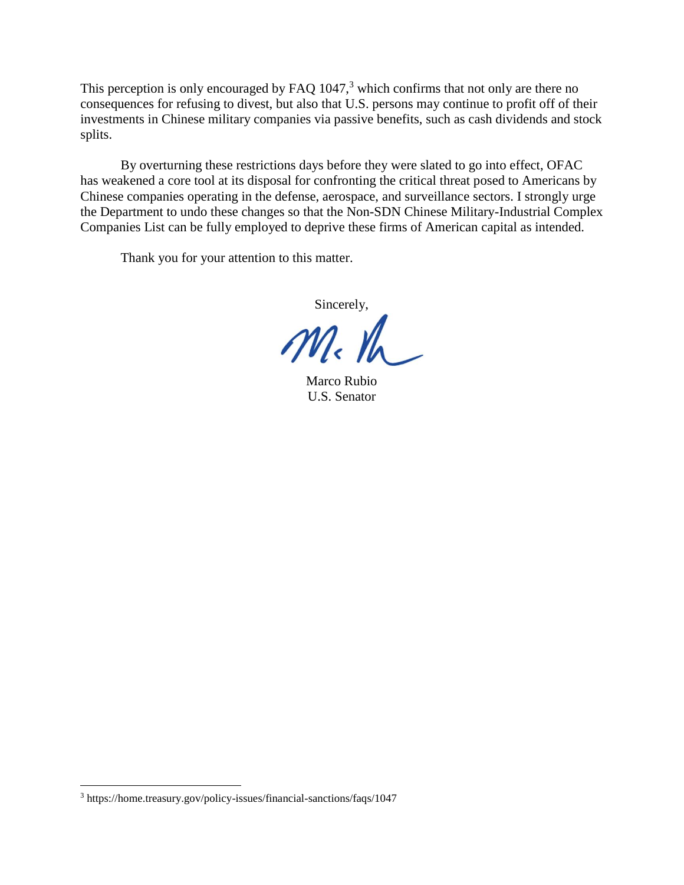This perception is only encouraged by FAQ 1047,[3] which confirms that not only are there no consequences for refusing to divest, but also that U.S. persons may continue to profit off of their investments in Chinese military companies via passive benefits, such as cash dividends and stock splits.

By overturning these restrictions days before they were slated to go into effect, OFAC has weakened a core tool at its disposal for confronting the critical threat posed to Americans by Chinese companies operating in the defense, aerospace, and surveillance sectors. I strongly urge the Department to undo these changes so that the Non-SDN Chinese Military-Industrial Complex Companies List can be fully employed to deprive these firms of American capital as intended.

Thank you for your attention to this matter.

Sincerely,

Marco Rubio
U.S. Senator

[3] https://home.treasury.gov/policy-issues/financial-sanctions/faqs/1047